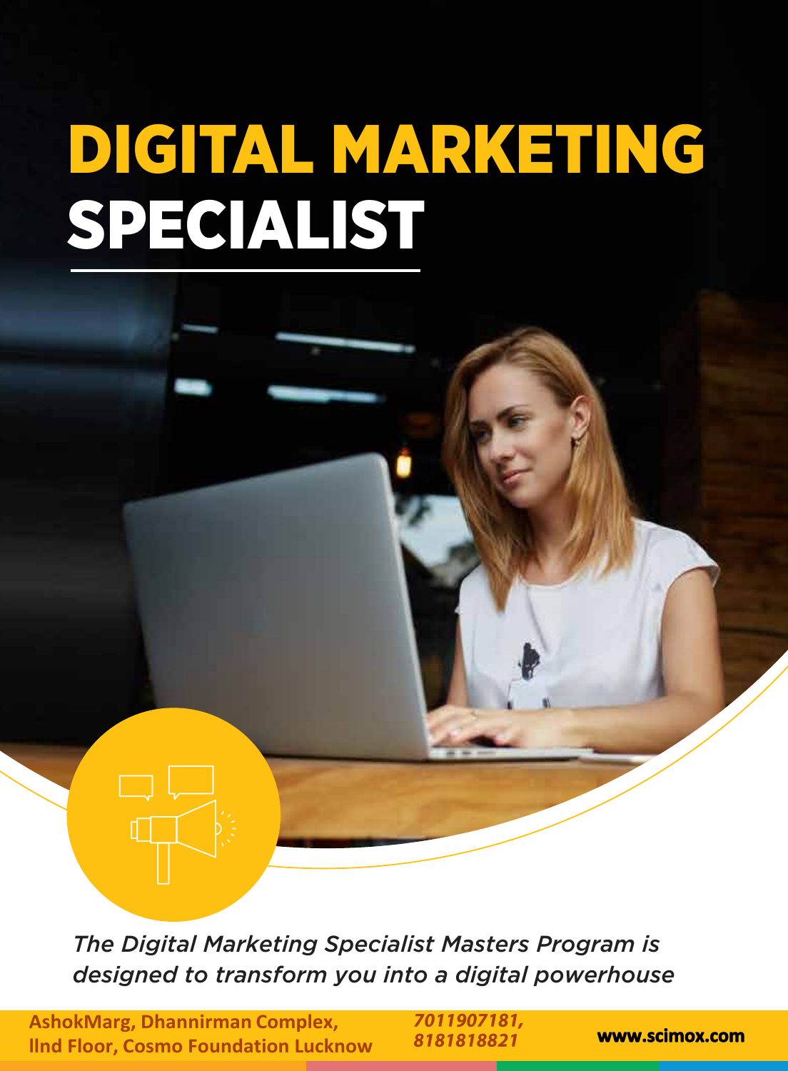# DIGITAL MARKETING SPECIALIST

*The Digital Marketing Specialist Masters Program is designed to transform you into a digital powerhouse*

**AshokMarg, Dhannirman Complex, IInd Floor, Cosmo Foundation Lucknow**

***7011907181, 8181818821***

**www.scimox.com**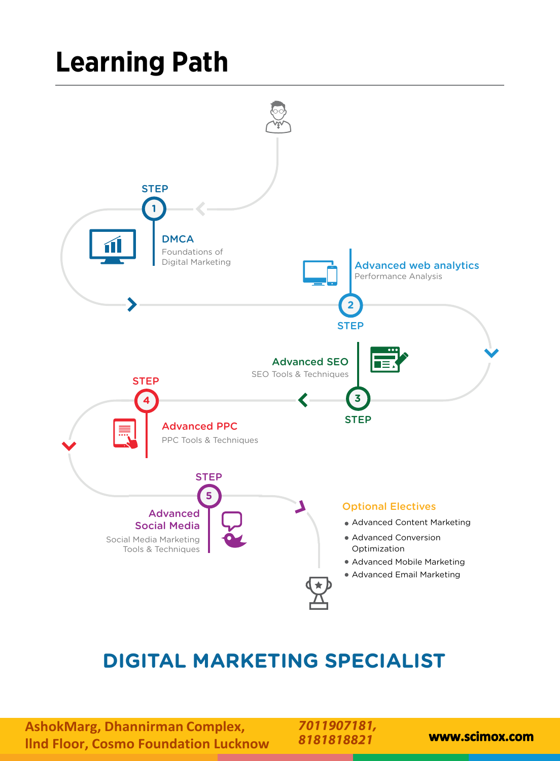# Learning Path

**STEP 1**

**DMCA**
Foundations of Digital Marketing

**STEP 2**

**Advanced web analytics**
Performance Analysis

**STEP 3**

**Advanced SEO**
SEO Tools & Techniques

**STEP 4**

**Advanced PPC**
PPC Tools & Techniques

**STEP 5**

**Advanced Social Media**
Social Media Marketing Tools & Techniques

**Optional Electives**

- Advanced Content Marketing
- Advanced Conversion Optimization
- Advanced Mobile Marketing
- Advanced Email Marketing

## DIGITAL MARKETING SPECIALIST

AshokMarg, Dhannirman Complex,
IInd Floor, Cosmo Foundation Lucknow

*7011907181, 8181818821*

**www.scimox.com**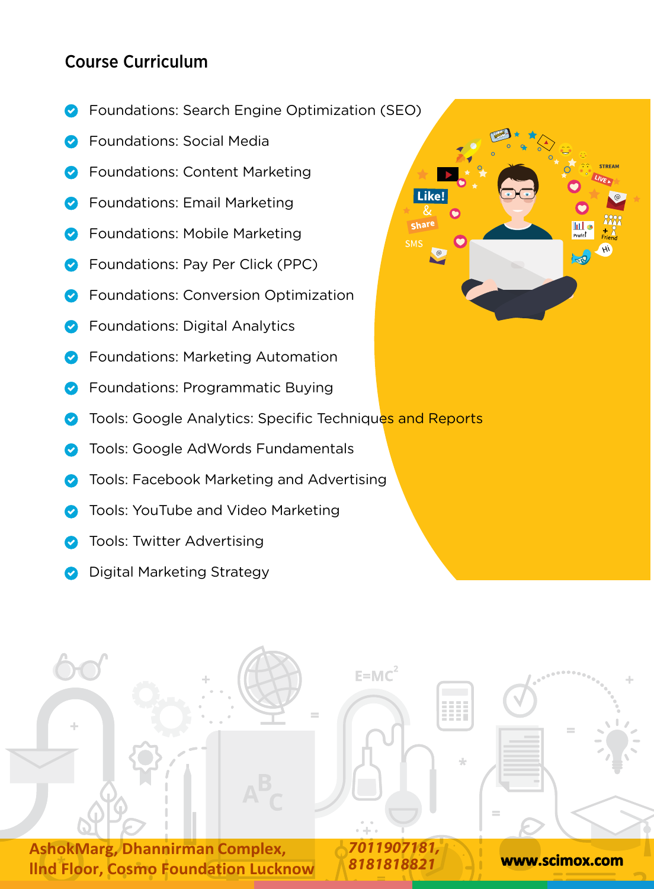## Course Curriculum

- Foundations: Search Engine Optimization (SEO)
- Foundations: Social Media
- Foundations: Content Marketing
- Foundations: Email Marketing
- Foundations: Mobile Marketing
- Foundations: Pay Per Click (PPC)
- Foundations: Conversion Optimization
- Foundations: Digital Analytics
- Foundations: Marketing Automation
- Foundations: Programmatic Buying
- Tools: Google Analytics: Specific Techniques and Reports
- Tools: Google AdWords Fundamentals
- Tools: Facebook Marketing and Advertising
- Tools: YouTube and Video Marketing
- Tools: Twitter Advertising
- Digital Marketing Strategy

AshokMarg, Dhannirman Complex,
IInd Floor, Cosmo Foundation Lucknow

7011907181,
8181818821

www.scimox.com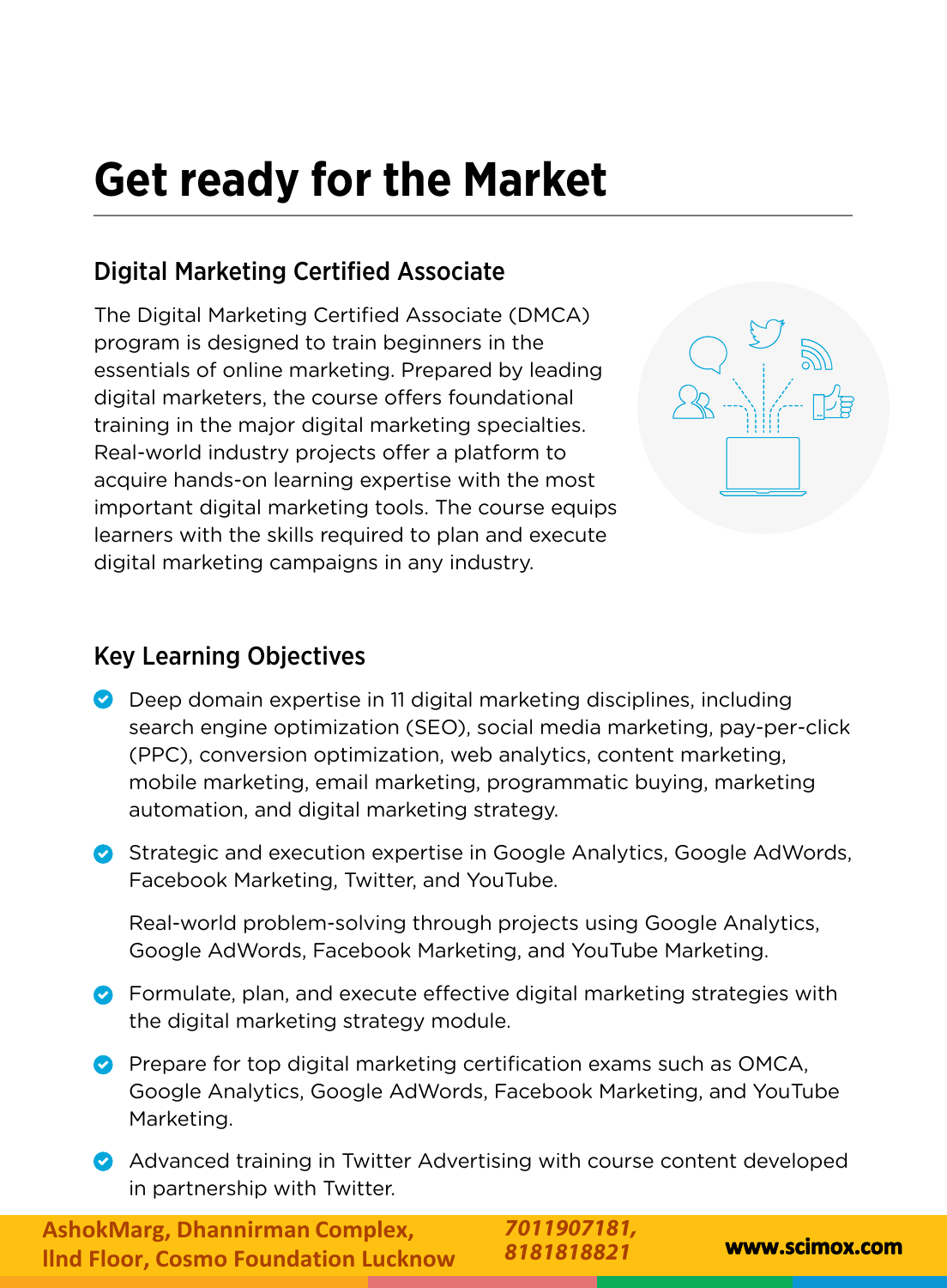# Get ready for the Market

## Digital Marketing Certified Associate

The Digital Marketing Certified Associate (DMCA) program is designed to train beginners in the essentials of online marketing. Prepared by leading digital marketers, the course offers foundational training in the major digital marketing specialties. Real-world industry projects offer a platform to acquire hands-on learning expertise with the most important digital marketing tools. The course equips learners with the skills required to plan and execute digital marketing campaigns in any industry.

## Key Learning Objectives

- Deep domain expertise in 11 digital marketing disciplines, including search engine optimization (SEO), social media marketing, pay-per-click (PPC), conversion optimization, web analytics, content marketing, mobile marketing, email marketing, programmatic buying, marketing automation, and digital marketing strategy.
- Strategic and execution expertise in Google Analytics, Google AdWords, Facebook Marketing, Twitter, and YouTube.

  Real-world problem-solving through projects using Google Analytics, Google AdWords, Facebook Marketing, and YouTube Marketing.
- Formulate, plan, and execute effective digital marketing strategies with the digital marketing strategy module.
- Prepare for top digital marketing certification exams such as OMCA, Google Analytics, Google AdWords, Facebook Marketing, and YouTube Marketing.
- Advanced training in Twitter Advertising with course content developed in partnership with Twitter.

AshokMarg, Dhannirman Complex, IInd Floor, Cosmo Foundation Lucknow

*7011907181, 8181818821*

**www.scimox.com**